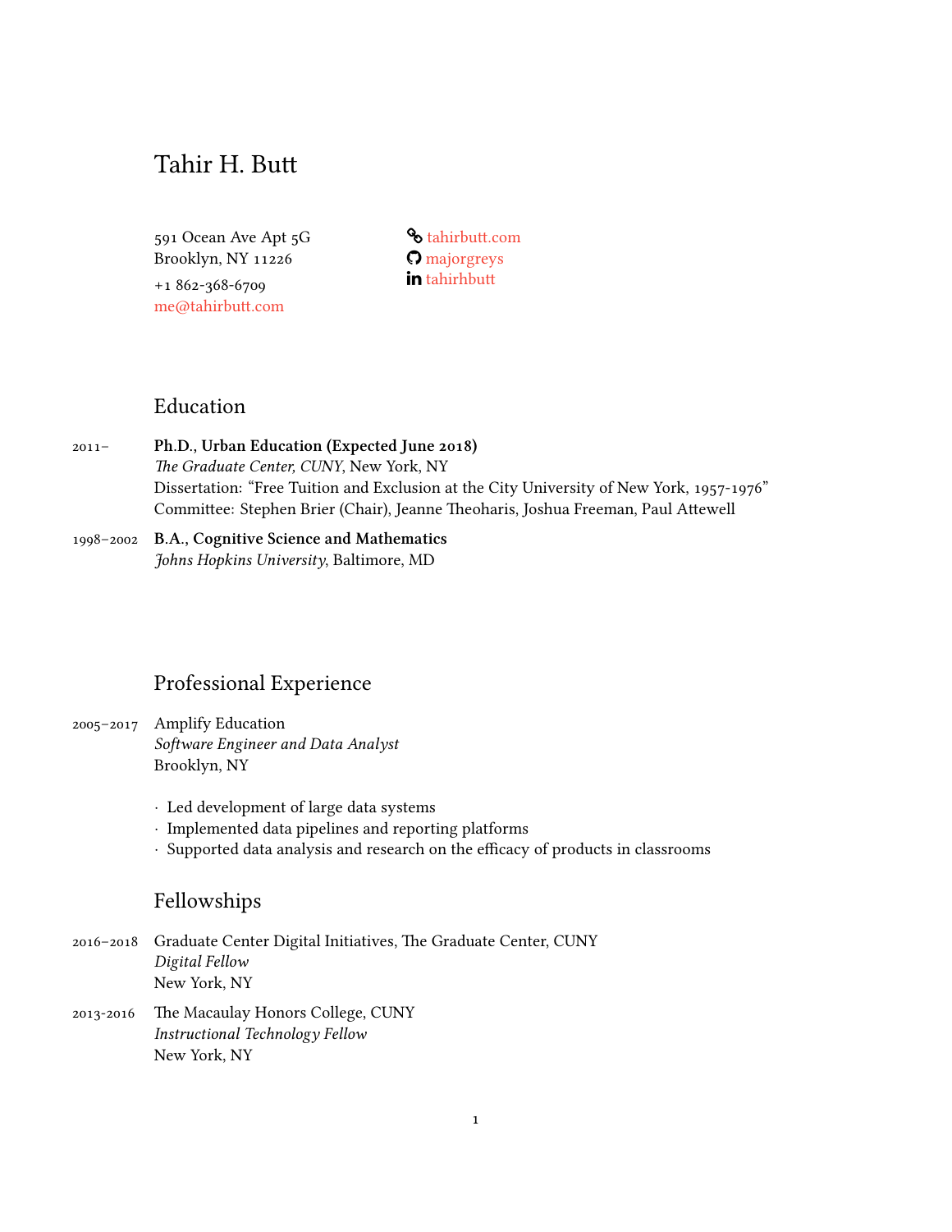# Tahir H. Butt

591 Ocean Ave Apt 5G
Brooklyn, NY 11226
+1 862-368-6709
me@tahirbutt.com

tahirbutt.com
majorgreys
tahirhbutt

## Education

2011– **Ph.D., Urban Education (Expected June 2018)**
*The Graduate Center, CUNY*, New York, NY
Dissertation: "Free Tuition and Exclusion at the City University of New York, 1957-1976"
Committee: Stephen Brier (Chair), Jeanne Theoharis, Joshua Freeman, Paul Attewell

1998–2002 **B.A., Cognitive Science and Mathematics**
*Johns Hopkins University*, Baltimore, MD

## Professional Experience

2005–2017 Amplify Education
*Software Engineer and Data Analyst*
Brooklyn, NY

- Led development of large data systems
- Implemented data pipelines and reporting platforms
- Supported data analysis and research on the efficacy of products in classrooms

## Fellowships

2016–2018 Graduate Center Digital Initiatives, The Graduate Center, CUNY
*Digital Fellow*
New York, NY

2013-2016 The Macaulay Honors College, CUNY
*Instructional Technology Fellow*
New York, NY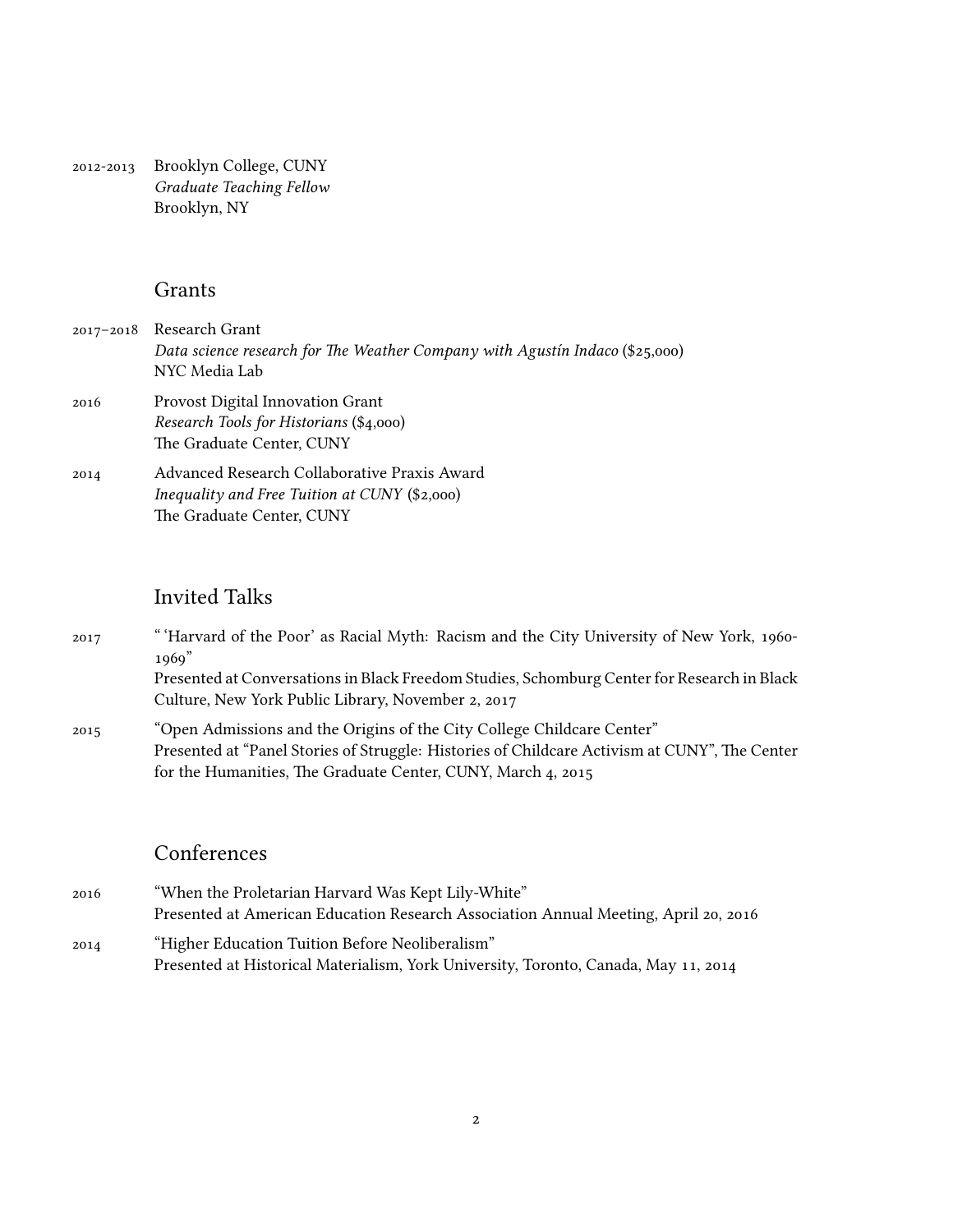2012-2013 Brooklyn College, CUNY
*Graduate Teaching Fellow*
Brooklyn, NY

## Grants

2017–2018 Research Grant
*Data science research for The Weather Company with Agustín Indaco* ($25,000)
NYC Media Lab

2016 Provost Digital Innovation Grant
*Research Tools for Historians* ($4,000)
The Graduate Center, CUNY

2014 Advanced Research Collaborative Praxis Award
*Inequality and Free Tuition at CUNY* ($2,000)
The Graduate Center, CUNY

## Invited Talks

2017 "'Harvard of the Poor' as Racial Myth: Racism and the City University of New York, 1960-1969"
Presented at Conversations in Black Freedom Studies, Schomburg Center for Research in Black Culture, New York Public Library, November 2, 2017

2015 "Open Admissions and the Origins of the City College Childcare Center"
Presented at "Panel Stories of Struggle: Histories of Childcare Activism at CUNY", The Center for the Humanities, The Graduate Center, CUNY, March 4, 2015

## Conferences

2016 "When the Proletarian Harvard Was Kept Lily-White"
Presented at American Education Research Association Annual Meeting, April 20, 2016

2014 "Higher Education Tuition Before Neoliberalism"
Presented at Historical Materialism, York University, Toronto, Canada, May 11, 2014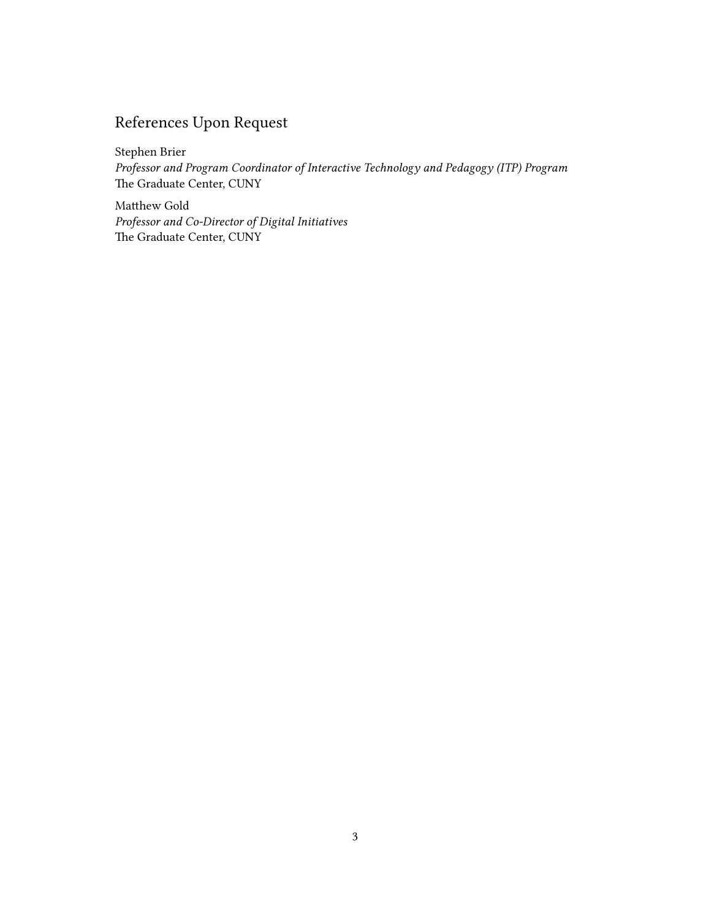## References Upon Request

Stephen Brier
*Professor and Program Coordinator of Interactive Technology and Pedagogy (ITP) Program*
The Graduate Center, CUNY

Matthew Gold
*Professor and Co-Director of Digital Initiatives*
The Graduate Center, CUNY